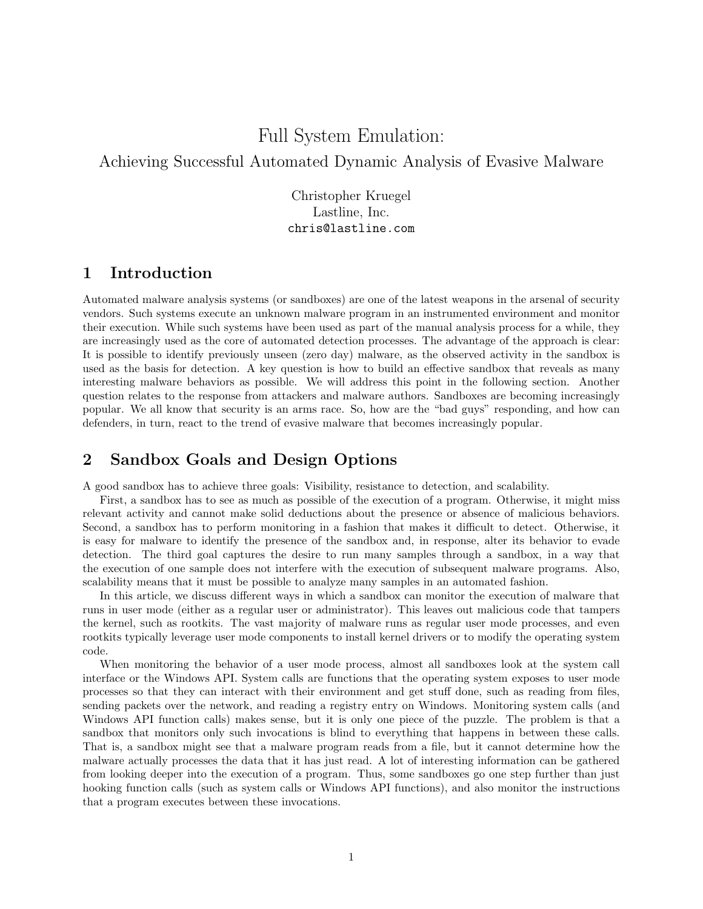# Full System Emulation:

## Achieving Successful Automated Dynamic Analysis of Evasive Malware

Christopher Kruegel
Lastline, Inc.
chris@lastline.com

## 1 Introduction

Automated malware analysis systems (or sandboxes) are one of the latest weapons in the arsenal of security vendors. Such systems execute an unknown malware program in an instrumented environment and monitor their execution. While such systems have been used as part of the manual analysis process for a while, they are increasingly used as the core of automated detection processes. The advantage of the approach is clear: It is possible to identify previously unseen (zero day) malware, as the observed activity in the sandbox is used as the basis for detection. A key question is how to build an effective sandbox that reveals as many interesting malware behaviors as possible. We will address this point in the following section. Another question relates to the response from attackers and malware authors. Sandboxes are becoming increasingly popular. We all know that security is an arms race. So, how are the "bad guys" responding, and how can defenders, in turn, react to the trend of evasive malware that becomes increasingly popular.

## 2 Sandbox Goals and Design Options

A good sandbox has to achieve three goals: Visibility, resistance to detection, and scalability.

First, a sandbox has to see as much as possible of the execution of a program. Otherwise, it might miss relevant activity and cannot make solid deductions about the presence or absence of malicious behaviors. Second, a sandbox has to perform monitoring in a fashion that makes it difficult to detect. Otherwise, it is easy for malware to identify the presence of the sandbox and, in response, alter its behavior to evade detection. The third goal captures the desire to run many samples through a sandbox, in a way that the execution of one sample does not interfere with the execution of subsequent malware programs. Also, scalability means that it must be possible to analyze many samples in an automated fashion.

In this article, we discuss different ways in which a sandbox can monitor the execution of malware that runs in user mode (either as a regular user or administrator). This leaves out malicious code that tampers the kernel, such as rootkits. The vast majority of malware runs as regular user mode processes, and even rootkits typically leverage user mode components to install kernel drivers or to modify the operating system code.

When monitoring the behavior of a user mode process, almost all sandboxes look at the system call interface or the Windows API. System calls are functions that the operating system exposes to user mode processes so that they can interact with their environment and get stuff done, such as reading from files, sending packets over the network, and reading a registry entry on Windows. Monitoring system calls (and Windows API function calls) makes sense, but it is only one piece of the puzzle. The problem is that a sandbox that monitors only such invocations is blind to everything that happens in between these calls. That is, a sandbox might see that a malware program reads from a file, but it cannot determine how the malware actually processes the data that it has just read. A lot of interesting information can be gathered from looking deeper into the execution of a program. Thus, some sandboxes go one step further than just hooking function calls (such as system calls or Windows API functions), and also monitor the instructions that a program executes between these invocations.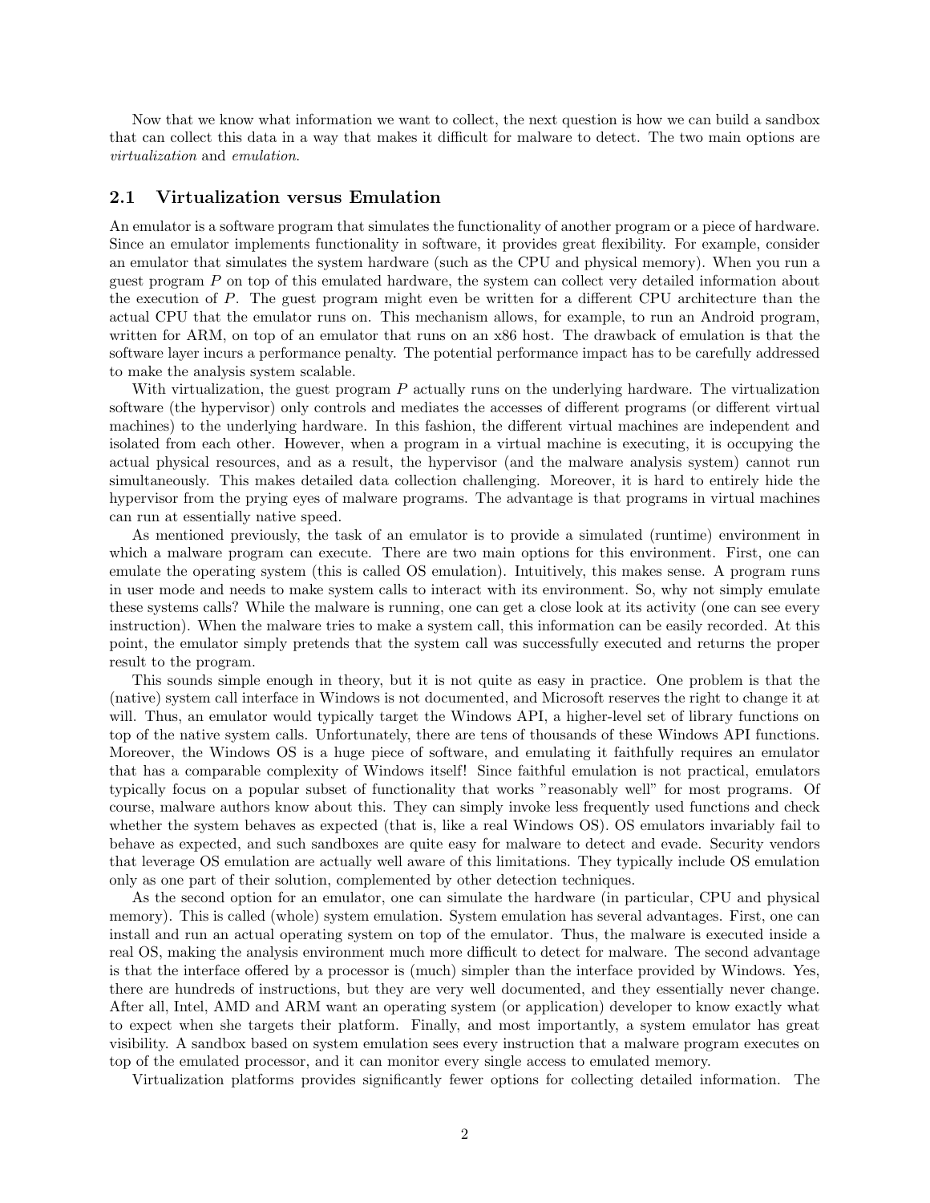Now that we know what information we want to collect, the next question is how we can build a sandbox that can collect this data in a way that makes it difficult for malware to detect. The two main options are *virtualization* and *emulation*.

## 2.1 Virtualization versus Emulation

An emulator is a software program that simulates the functionality of another program or a piece of hardware. Since an emulator implements functionality in software, it provides great flexibility. For example, consider an emulator that simulates the system hardware (such as the CPU and physical memory). When you run a guest program $P$ on top of this emulated hardware, the system can collect very detailed information about the execution of $P$. The guest program might even be written for a different CPU architecture than the actual CPU that the emulator runs on. This mechanism allows, for example, to run an Android program, written for ARM, on top of an emulator that runs on an x86 host. The drawback of emulation is that the software layer incurs a performance penalty. The potential performance impact has to be carefully addressed to make the analysis system scalable.

With virtualization, the guest program $P$ actually runs on the underlying hardware. The virtualization software (the hypervisor) only controls and mediates the accesses of different programs (or different virtual machines) to the underlying hardware. In this fashion, the different virtual machines are independent and isolated from each other. However, when a program in a virtual machine is executing, it is occupying the actual physical resources, and as a result, the hypervisor (and the malware analysis system) cannot run simultaneously. This makes detailed data collection challenging. Moreover, it is hard to entirely hide the hypervisor from the prying eyes of malware programs. The advantage is that programs in virtual machines can run at essentially native speed.

As mentioned previously, the task of an emulator is to provide a simulated (runtime) environment in which a malware program can execute. There are two main options for this environment. First, one can emulate the operating system (this is called OS emulation). Intuitively, this makes sense. A program runs in user mode and needs to make system calls to interact with its environment. So, why not simply emulate these systems calls? While the malware is running, one can get a close look at its activity (one can see every instruction). When the malware tries to make a system call, this information can be easily recorded. At this point, the emulator simply pretends that the system call was successfully executed and returns the proper result to the program.

This sounds simple enough in theory, but it is not quite as easy in practice. One problem is that the (native) system call interface in Windows is not documented, and Microsoft reserves the right to change it at will. Thus, an emulator would typically target the Windows API, a higher-level set of library functions on top of the native system calls. Unfortunately, there are tens of thousands of these Windows API functions. Moreover, the Windows OS is a huge piece of software, and emulating it faithfully requires an emulator that has a comparable complexity of Windows itself! Since faithful emulation is not practical, emulators typically focus on a popular subset of functionality that works "reasonably well" for most programs. Of course, malware authors know about this. They can simply invoke less frequently used functions and check whether the system behaves as expected (that is, like a real Windows OS). OS emulators invariably fail to behave as expected, and such sandboxes are quite easy for malware to detect and evade. Security vendors that leverage OS emulation are actually well aware of this limitations. They typically include OS emulation only as one part of their solution, complemented by other detection techniques.

As the second option for an emulator, one can simulate the hardware (in particular, CPU and physical memory). This is called (whole) system emulation. System emulation has several advantages. First, one can install and run an actual operating system on top of the emulator. Thus, the malware is executed inside a real OS, making the analysis environment much more difficult to detect for malware. The second advantage is that the interface offered by a processor is (much) simpler than the interface provided by Windows. Yes, there are hundreds of instructions, but they are very well documented, and they essentially never change. After all, Intel, AMD and ARM want an operating system (or application) developer to know exactly what to expect when she targets their platform. Finally, and most importantly, a system emulator has great visibility. A sandbox based on system emulation sees every instruction that a malware program executes on top of the emulated processor, and it can monitor every single access to emulated memory.

Virtualization platforms provides significantly fewer options for collecting detailed information. The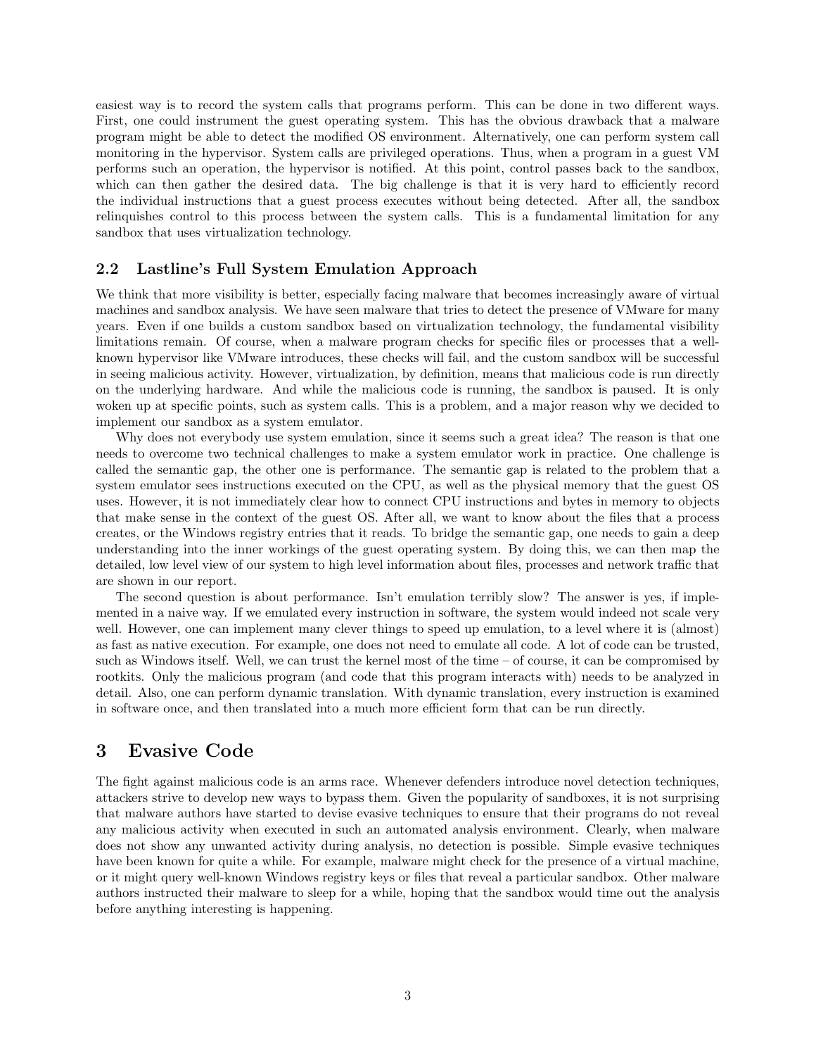easiest way is to record the system calls that programs perform. This can be done in two different ways. First, one could instrument the guest operating system. This has the obvious drawback that a malware program might be able to detect the modified OS environment. Alternatively, one can perform system call monitoring in the hypervisor. System calls are privileged operations. Thus, when a program in a guest VM performs such an operation, the hypervisor is notified. At this point, control passes back to the sandbox, which can then gather the desired data. The big challenge is that it is very hard to efficiently record the individual instructions that a guest process executes without being detected. After all, the sandbox relinquishes control to this process between the system calls. This is a fundamental limitation for any sandbox that uses virtualization technology.

### 2.2 Lastline's Full System Emulation Approach

We think that more visibility is better, especially facing malware that becomes increasingly aware of virtual machines and sandbox analysis. We have seen malware that tries to detect the presence of VMware for many years. Even if one builds a custom sandbox based on virtualization technology, the fundamental visibility limitations remain. Of course, when a malware program checks for specific files or processes that a well-known hypervisor like VMware introduces, these checks will fail, and the custom sandbox will be successful in seeing malicious activity. However, virtualization, by definition, means that malicious code is run directly on the underlying hardware. And while the malicious code is running, the sandbox is paused. It is only woken up at specific points, such as system calls. This is a problem, and a major reason why we decided to implement our sandbox as a system emulator.

Why does not everybody use system emulation, since it seems such a great idea? The reason is that one needs to overcome two technical challenges to make a system emulator work in practice. One challenge is called the semantic gap, the other one is performance. The semantic gap is related to the problem that a system emulator sees instructions executed on the CPU, as well as the physical memory that the guest OS uses. However, it is not immediately clear how to connect CPU instructions and bytes in memory to objects that make sense in the context of the guest OS. After all, we want to know about the files that a process creates, or the Windows registry entries that it reads. To bridge the semantic gap, one needs to gain a deep understanding into the inner workings of the guest operating system. By doing this, we can then map the detailed, low level view of our system to high level information about files, processes and network traffic that are shown in our report.

The second question is about performance. Isn't emulation terribly slow? The answer is yes, if implemented in a naive way. If we emulated every instruction in software, the system would indeed not scale very well. However, one can implement many clever things to speed up emulation, to a level where it is (almost) as fast as native execution. For example, one does not need to emulate all code. A lot of code can be trusted, such as Windows itself. Well, we can trust the kernel most of the time – of course, it can be compromised by rootkits. Only the malicious program (and code that this program interacts with) needs to be analyzed in detail. Also, one can perform dynamic translation. With dynamic translation, every instruction is examined in software once, and then translated into a much more efficient form that can be run directly.

## 3 Evasive Code

The fight against malicious code is an arms race. Whenever defenders introduce novel detection techniques, attackers strive to develop new ways to bypass them. Given the popularity of sandboxes, it is not surprising that malware authors have started to devise evasive techniques to ensure that their programs do not reveal any malicious activity when executed in such an automated analysis environment. Clearly, when malware does not show any unwanted activity during analysis, no detection is possible. Simple evasive techniques have been known for quite a while. For example, malware might check for the presence of a virtual machine, or it might query well-known Windows registry keys or files that reveal a particular sandbox. Other malware authors instructed their malware to sleep for a while, hoping that the sandbox would time out the analysis before anything interesting is happening.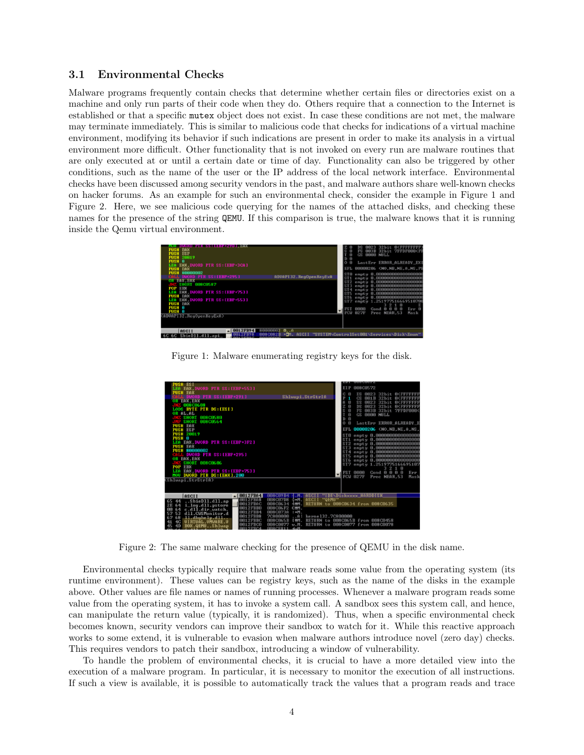### 3.1 Environmental Checks

Malware programs frequently contain checks that determine whether certain files or directories exist on a machine and only run parts of their code when they do. Others require that a connection to the Internet is established or that a specific `mutex` object does not exist. In case these conditions are not met, the malware may terminate immediately. This is similar to malicious code that checks for indications of a virtual machine environment, modifying its behavior if such indications are present in order to make its analysis in a virtual environment more difficult. Other functionality that is not invoked on every run are malware routines that are only executed at or until a certain date or time of day. Functionality can also be triggered by other conditions, such as the name of the user or the IP address of the local network interface. Environmental checks have been discussed among security vendors in the past, and malware authors share well-known checks on hacker forums. As an example for such an environmental check, consider the example in Figure 1 and Figure 2. Here, we see malicious code querying for the names of the attached disks, and checking these names for the presence of the string `QEMU`. If this comparison is true, the malware knows that it is running inside the Qemu virtual environment.

Figure 1: Malware enumerating registry keys for the disk.

Figure 2: The same malware checking for the presence of QEMU in the disk name.

Environmental checks typically require that malware reads some value from the operating system (its runtime environment). These values can be registry keys, such as the name of the disks in the example above. Other values are file names or names of running processes. Whenever a malware program reads some value from the operating system, it has to invoke a system call. A sandbox sees this system call, and hence, can manipulate the return value (typically, it is randomized). Thus, when a specific environmental check becomes known, security vendors can improve their sandbox to watch for it. While this reactive approach works to some extend, it is vulnerable to evasion when malware authors introduce novel (zero day) checks. This requires vendors to patch their sandbox, introducing a window of vulnerability.

To handle the problem of environmental checks, it is crucial to have a more detailed view into the execution of a malware program. In particular, it is necessary to monitor the execution of all instructions. If such a view is available, it is possible to automatically track the values that a program reads and trace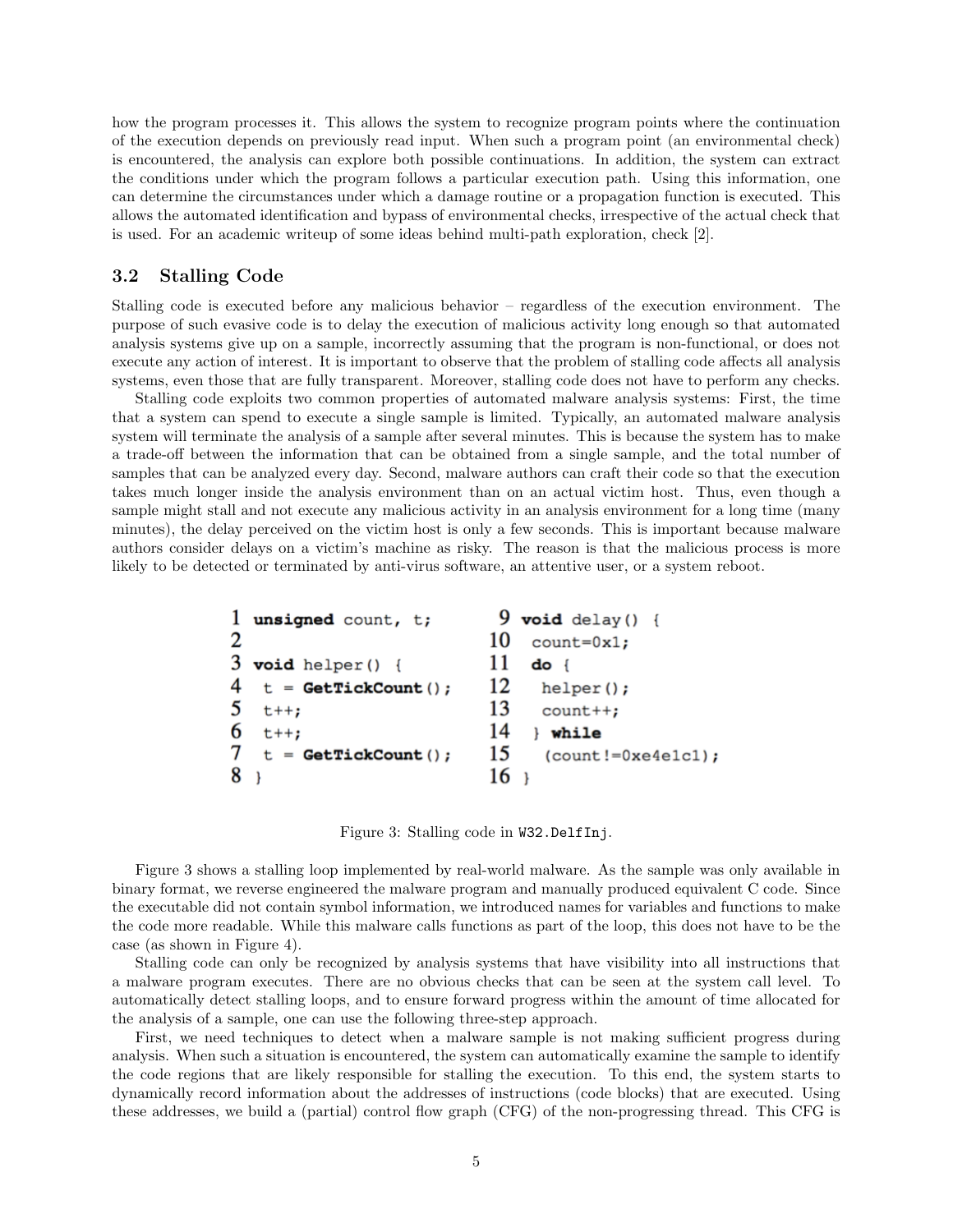how the program processes it. This allows the system to recognize program points where the continuation of the execution depends on previously read input. When such a program point (an environmental check) is encountered, the analysis can explore both possible continuations. In addition, the system can extract the conditions under which the program follows a particular execution path. Using this information, one can determine the circumstances under which a damage routine or a propagation function is executed. This allows the automated identification and bypass of environmental checks, irrespective of the actual check that is used. For an academic writeup of some ideas behind multi-path exploration, check [2].

### 3.2 Stalling Code

Stalling code is executed before any malicious behavior – regardless of the execution environment. The purpose of such evasive code is to delay the execution of malicious activity long enough so that automated analysis systems give up on a sample, incorrectly assuming that the program is non-functional, or does not execute any action of interest. It is important to observe that the problem of stalling code affects all analysis systems, even those that are fully transparent. Moreover, stalling code does not have to perform any checks.

Stalling code exploits two common properties of automated malware analysis systems: First, the time that a system can spend to execute a single sample is limited. Typically, an automated malware analysis system will terminate the analysis of a sample after several minutes. This is because the system has to make a trade-off between the information that can be obtained from a single sample, and the total number of samples that can be analyzed every day. Second, malware authors can craft their code so that the execution takes much longer inside the analysis environment than on an actual victim host. Thus, even though a sample might stall and not execute any malicious activity in an analysis environment for a long time (many minutes), the delay perceived on the victim host is only a few seconds. This is important because malware authors consider delays on a victim's machine as risky. The reason is that the malicious process is more likely to be detected or terminated by anti-virus software, an attentive user, or a system reboot.

```
1 unsigned count, t;          9 void delay() {
2                            10   count=0x1;
3 void helper() {            11   do {
4   t = GetTickCount();      12     helper();
5   t++;                     13     count++;
6   t++;                     14   } while
7   t = GetTickCount();      15     (count!=0xe4e1c1);
8 }                          16 }
```

Figure 3: Stalling code in W32.DelfInj.

Figure 3 shows a stalling loop implemented by real-world malware. As the sample was only available in binary format, we reverse engineered the malware program and manually produced equivalent C code. Since the executable did not contain symbol information, we introduced names for variables and functions to make the code more readable. While this malware calls functions as part of the loop, this does not have to be the case (as shown in Figure 4).

Stalling code can only be recognized by analysis systems that have visibility into all instructions that a malware program executes. There are no obvious checks that can be seen at the system call level. To automatically detect stalling loops, and to ensure forward progress within the amount of time allocated for the analysis of a sample, one can use the following three-step approach.

First, we need techniques to detect when a malware sample is not making sufficient progress during analysis. When such a situation is encountered, the system can automatically examine the sample to identify the code regions that are likely responsible for stalling the execution. To this end, the system starts to dynamically record information about the addresses of instructions (code blocks) that are executed. Using these addresses, we build a (partial) control flow graph (CFG) of the non-progressing thread. This CFG is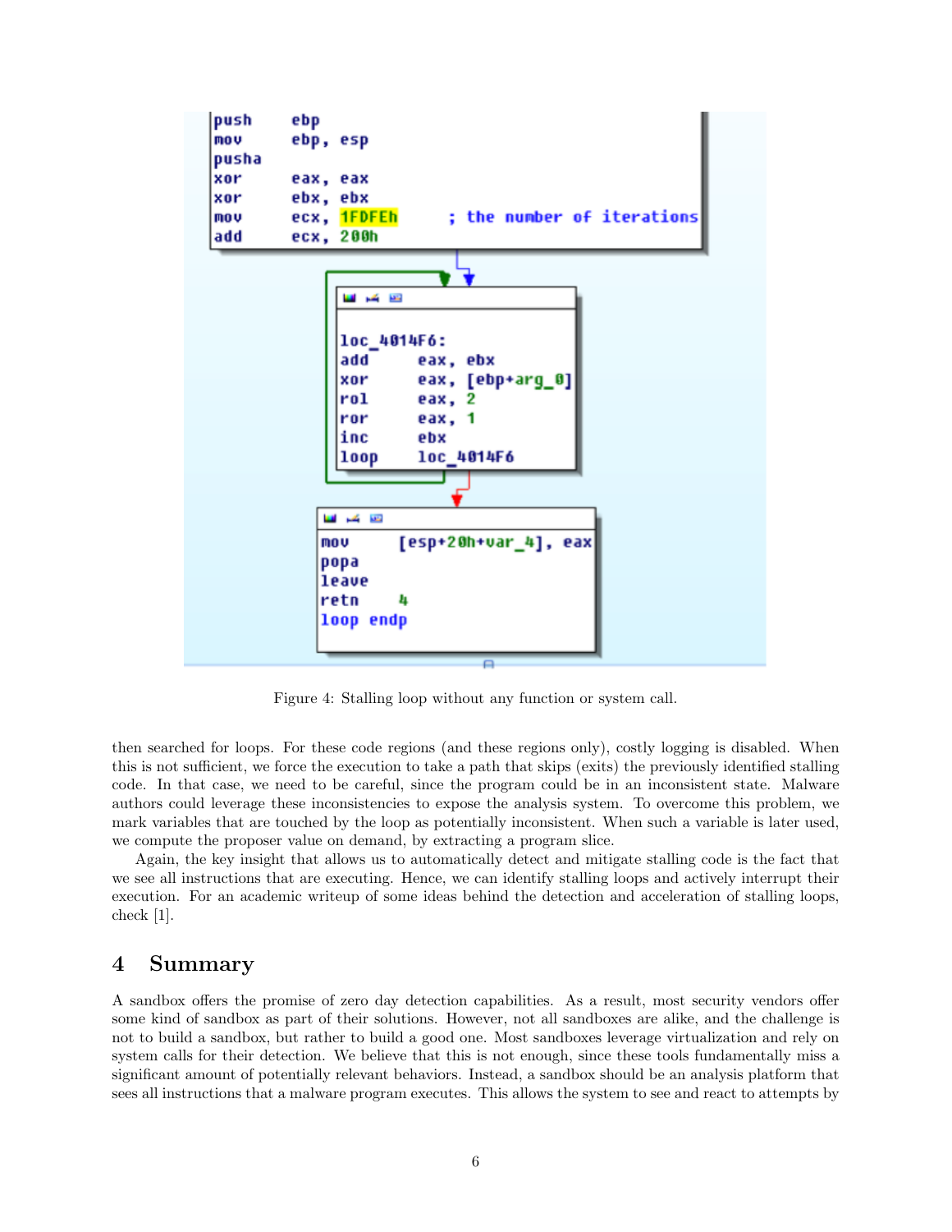```
push    ebp
mov     ebp, esp
pusha
xor     eax, eax
xor     ebx, ebx
mov     ecx, 1FDFEh       ; the number of iterations
add     ecx, 200h

loc_4014F6:
add     eax, ebx
xor     eax, [ebp+arg_0]
rol     eax, 2
ror     eax, 1
inc     ebx
loop    loc_4014F6

mov     [esp+20h+var_4], eax
popa
leave
retn    4
loop endp
```

Figure 4: Stalling loop without any function or system call.

then searched for loops. For these code regions (and these regions only), costly logging is disabled. When this is not sufficient, we force the execution to take a path that skips (exits) the previously identified stalling code. In that case, we need to be careful, since the program could be in an inconsistent state. Malware authors could leverage these inconsistencies to expose the analysis system. To overcome this problem, we mark variables that are touched by the loop as potentially inconsistent. When such a variable is later used, we compute the proposer value on demand, by extracting a program slice.

Again, the key insight that allows us to automatically detect and mitigate stalling code is the fact that we see all instructions that are executing. Hence, we can identify stalling loops and actively interrupt their execution. For an academic writeup of some ideas behind the detection and acceleration of stalling loops, check [1].

## 4 Summary

A sandbox offers the promise of zero day detection capabilities. As a result, most security vendors offer some kind of sandbox as part of their solutions. However, not all sandboxes are alike, and the challenge is not to build a sandbox, but rather to build a good one. Most sandboxes leverage virtualization and rely on system calls for their detection. We believe that this is not enough, since these tools fundamentally miss a significant amount of potentially relevant behaviors. Instead, a sandbox should be an analysis platform that sees all instructions that a malware program executes. This allows the system to see and react to attempts by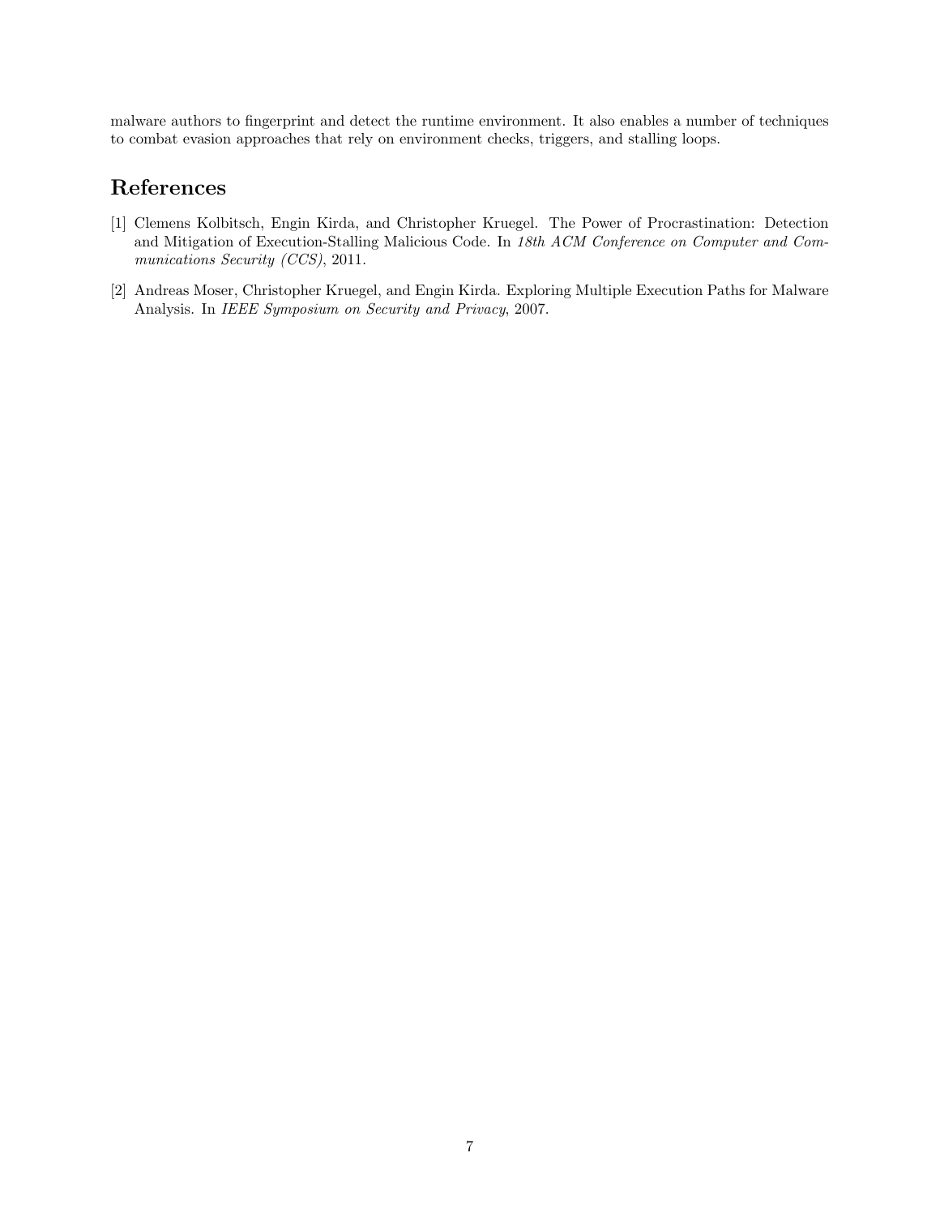malware authors to fingerprint and detect the runtime environment. It also enables a number of techniques to combat evasion approaches that rely on environment checks, triggers, and stalling loops.

## References

[1] Clemens Kolbitsch, Engin Kirda, and Christopher Kruegel. The Power of Procrastination: Detection and Mitigation of Execution-Stalling Malicious Code. In *18th ACM Conference on Computer and Communications Security (CCS)*, 2011.

[2] Andreas Moser, Christopher Kruegel, and Engin Kirda. Exploring Multiple Execution Paths for Malware Analysis. In *IEEE Symposium on Security and Privacy*, 2007.